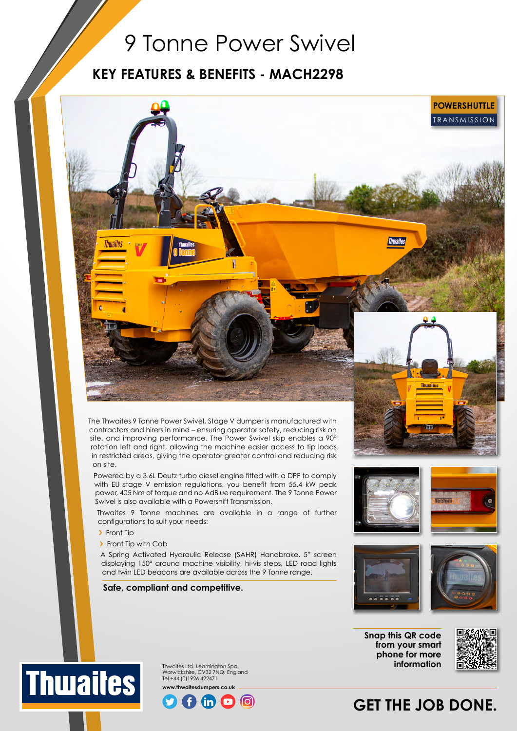# 9 Tonne Power Swivel

## KEY FEATURES & BENEFITS - MACH2298

**POWERSHUTTLE**
TRANSMISSION

The Thwaites 9 Tonne Power Swivel, Stage V dumper is manufactured with contractors and hirers in mind – ensuring operator safety, reducing risk on site, and improving performance. The Power Swivel skip enables a 90° rotation left and right, allowing the machine easier access to tip loads in restricted areas, giving the operator greater control and reducing risk on site.

Powered by a 3.6L Deutz turbo diesel engine fitted with a DPF to comply with EU stage V emission regulations, you benefit from 55.4 kW peak power, 405 Nm of torque and no AdBlue requirement. The 9 Tonne Power Swivel is also available with a Powershift Transmission.

Thwaites 9 Tonne machines are available in a range of further configurations to suit your needs:

- Front Tip
- Front Tip with Cab

A Spring Activated Hydraulic Release (SAHR) Handbrake, 5" screen displaying 150° around machine visibility, hi-vis steps, LED road lights and twin LED beacons are available across the 9 Tonne range.

**Safe, compliant and competitive.**

**Snap this QR code from your smart phone for more information**

Thwaites Ltd. Leamington Spa, Warwickshire, CV32 7NQ. England
Tel +44 (0)1926 422471

**www.thwaitesdumpers.co.uk**

**GET THE JOB DONE.**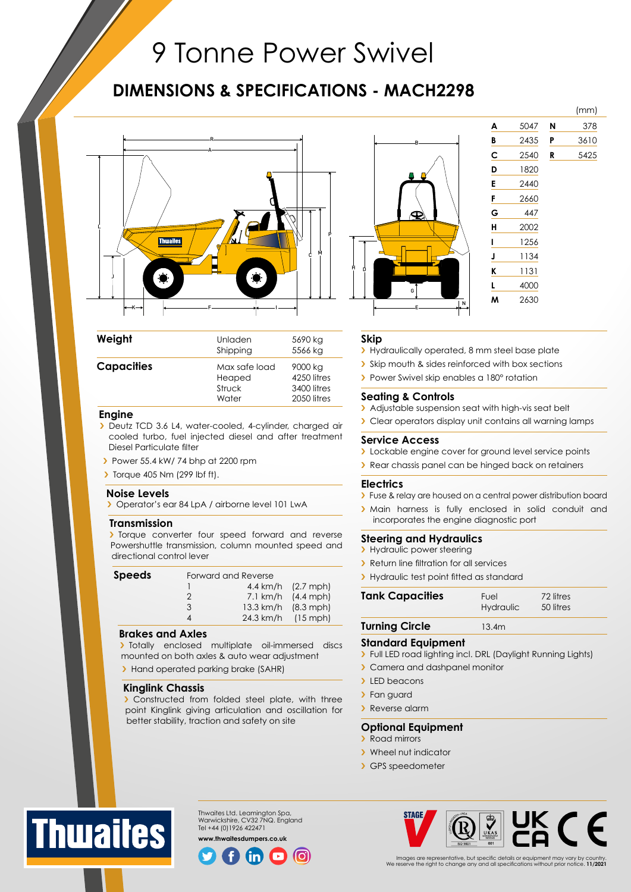# 9 Tonne Power Swivel

## DIMENSIONS & SPECIFICATIONS - MACH2298

(mm)

| | | | |
|---|---|---|---|
| A | 5047 | N | 378 |
| B | 2435 | P | 3610 |
| C | 2540 | R | 5425 |
| D | 1820 | | |
| E | 2440 | | |
| F | 2660 | | |
| G | 447 | | |
| H | 2002 | | |
| I | 1256 | | |
| J | 1134 | | |
| K | 1131 | | |
| L | 4000 | | |
| M | 2630 | | |

| | | |
|---|---|---|
| **Weight** | Unladen | 5690 kg |
| | Shipping | 5566 kg |
| **Capacities** | Max safe load | 9000 kg |
| | Heaped | 4250 litres |
| | Struck | 3400 litres |
| | Water | 2050 litres |

### Engine
- Deutz TCD 3.6 L4, water-cooled, 4-cylinder, charged air cooled turbo, fuel injected diesel and after treatment Diesel Particulate filter
- Power 55.4 kW/ 74 bhp at 2200 rpm
- Torque 405 Nm (299 lbf ft).

### Noise Levels
- Operator's ear 84 LpA / airborne level 101 LwA

### Transmission
- Torque converter four speed forward and reverse Powershuttle transmission, column mounted speed and directional control lever

| **Speeds** | Forward and Reverse | | |
|---|---|---|---|
| | 1 | 4.4 km/h | (2.7 mph) |
| | 2 | 7.1 km/h | (4.4 mph) |
| | 3 | 13.3 km/h | (8.3 mph) |
| | 4 | 24.3 km/h | (15 mph) |

### Brakes and Axles
- Totally enclosed multiplate oil-immersed discs mounted on both axles & auto wear adjustment
- Hand operated parking brake (SAHR)

### Kinglink Chassis
- Constructed from folded steel plate, with three point Kinglink giving articulation and oscillation for better stability, traction and safety on site

### Skip
- Hydraulically operated, 8 mm steel base plate
- Skip mouth & sides reinforced with box sections
- Power Swivel skip enables a 180° rotation

### Seating & Controls
- Adjustable suspension seat with high-vis seat belt
- Clear operators display unit contains all warning lamps

### Service Access
- Lockable engine cover for ground level service points
- Rear chassis panel can be hinged back on retainers

### Electrics
- Fuse & relay are housed on a central power distribution board
- Main harness is fully enclosed in solid conduit and incorporates the engine diagnostic port

### Steering and Hydraulics
- Hydraulic power steering
- Return line filtration for all services
- Hydraulic test point fitted as standard

| | | |
|---|---|---|
| **Tank Capacities** | Fuel | 72 litres |
| | Hydraulic | 50 litres |
| **Turning Circle** | 13.4m | |

### Standard Equipment
- Full LED road lighting incl. DRL (Daylight Running Lights)
- Camera and dashpanel monitor
- LED beacons
- Fan guard
- Reverse alarm

### Optional Equipment
- Road mirrors
- Wheel nut indicator
- GPS speedometer

Thwaites Ltd. Leamington Spa, Warwickshire, CV32 7NQ. England
Tel +44 (0)1926 422471
**www.thwaitesdumpers.co.uk**

Images are representative, but specific details or equipment may vary by country.
We reserve the right to change any and all specifications without prior notice. **11/2021**